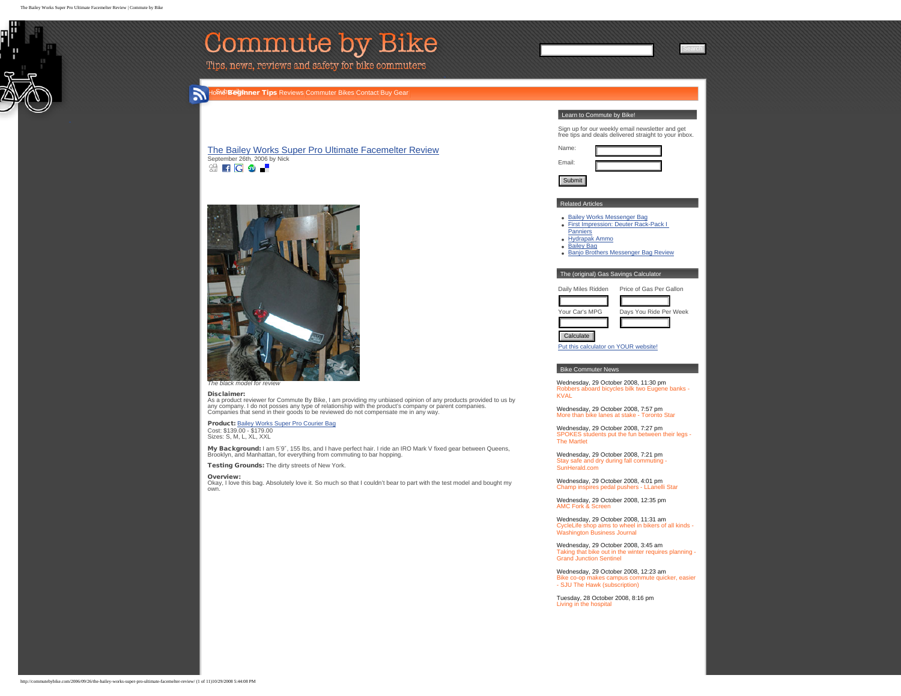# Commute by Bike

Tips, news, reviews and safety for bike commuters

Subscribe Home **Beginner Tips** Reviews Commuter Bikes Contact Buy Gear

## The Bailey Works Super Pro Ultimate Facemelter Review

September 26th, 2006 by Nick

*The black model for review*

**Disclaimer:**
As a product reviewer for Commute By Bike, I am providing my unbiased opinion of any products provided to us by any company. I do not posses any type of relationship with the product's company or parent companies. Companies that send in their goods to be reviewed do not compensate me in any way.

**Product:** Bailey Works Super Pro Courier Bag
Cost: $139.00 - $179.00
Sizes: S, M, L, XL, XXL

**My Background:** I am 5'9", 155 lbs, and I have perfect hair. I ride an IRO Mark V fixed gear between Queens, Brooklyn, and Manhattan, for everything from commuting to bar hopping.

**Testing Grounds:** The dirty streets of New York.

**Overview:**
Okay, I love this bag. Absolutely love it. So much so that I couldn't bear to part with the test model and bought my own.

### Learn to Commute by Bike!

Sign up for our weekly email newsletter and get free tips and deals delivered straight to your inbox.

Name:

Email:

Submit

### Related Articles

- Bailey Works Messenger Bag
- First Impression: Deuter Rack-Pack I Panniers
- Hydrapak Ammo
- Bailey Bag
- Banjo Brothers Messenger Bag Review

### The (original) Gas Savings Calculator

Daily Miles Ridden | Price of Gas Per Gallon
Your Car's MPG | Days You Ride Per Week

Calculate

Put this calculator on YOUR website!

### Bike Commuter News

Wednesday, 29 October 2008, 11:30 pm
Robbers aboard bicycles bilk two Eugene banks - KVAL

Wednesday, 29 October 2008, 7:57 pm
More than bike lanes at stake - Toronto Star

Wednesday, 29 October 2008, 7:27 pm
SPOKES students put the fun between their legs - The Martlet

Wednesday, 29 October 2008, 7:21 pm
Stay safe and dry during fall commuting - SunHerald.com

Wednesday, 29 October 2008, 4:01 pm
Champ inspires pedal pushers - LLanelli Star

Wednesday, 29 October 2008, 12:35 pm
AMC Fork & Screen

Wednesday, 29 October 2008, 11:31 am
CycleLife shop aims to wheel in bikers of all kinds - Washington Business Journal

Wednesday, 29 October 2008, 3:45 am
Taking that bike out in the winter requires planning - Grand Junction Sentinel

Wednesday, 29 October 2008, 12:23 am
Bike co-op makes campus commute quicker, easier - SJU The Hawk (subscription)

Tuesday, 28 October 2008, 8:16 pm
Living in the hospital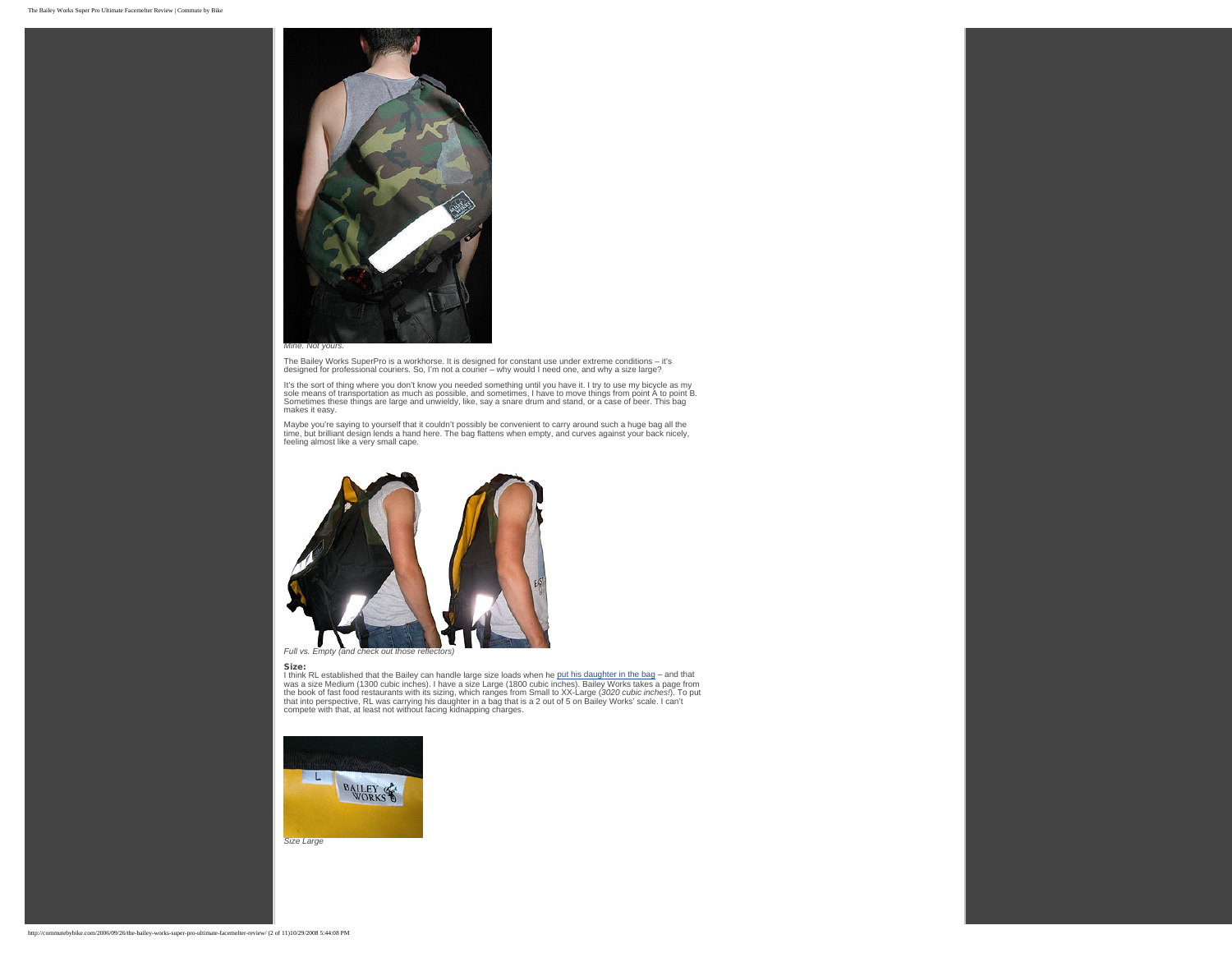*Mine. Not yours.*

The Bailey Works SuperPro is a workhorse. It is designed for constant use under extreme conditions – it's designed for professional couriers. So, I'm not a courier – why would I need one, and why a size large?

It's the sort of thing where you don't know you needed something until you have it. I try to use my bicycle as my sole means of transportation as much as possible, and sometimes, I have to move things from point A to point B. Sometimes these things are large and unwieldy, like, say a snare drum and stand, or a case of beer. This bag makes it easy.

Maybe you're saying to yourself that it couldn't possibly be convenient to carry around such a huge bag all the time, but brilliant design lends a hand here. The bag flattens when empty, and curves against your back nicely, feeling almost like a very small cape.

*Full vs. Empty (and check out those reflectors)*

**Size:**

I think RL established that the Bailey can handle large size loads when he put his daughter in the bag – and that was a size Medium (1300 cubic inches). I have a size Large (1800 cubic inches). Bailey Works takes a page from the book of fast food restaurants with its sizing, which ranges from Small to XX-Large (*3020 cubic inches!*). To put that into perspective, RL was carrying his daughter in a bag that is a 2 out of 5 on Bailey Works' scale. I can't compete with that, at least not without facing kidnapping charges.

*Size Large*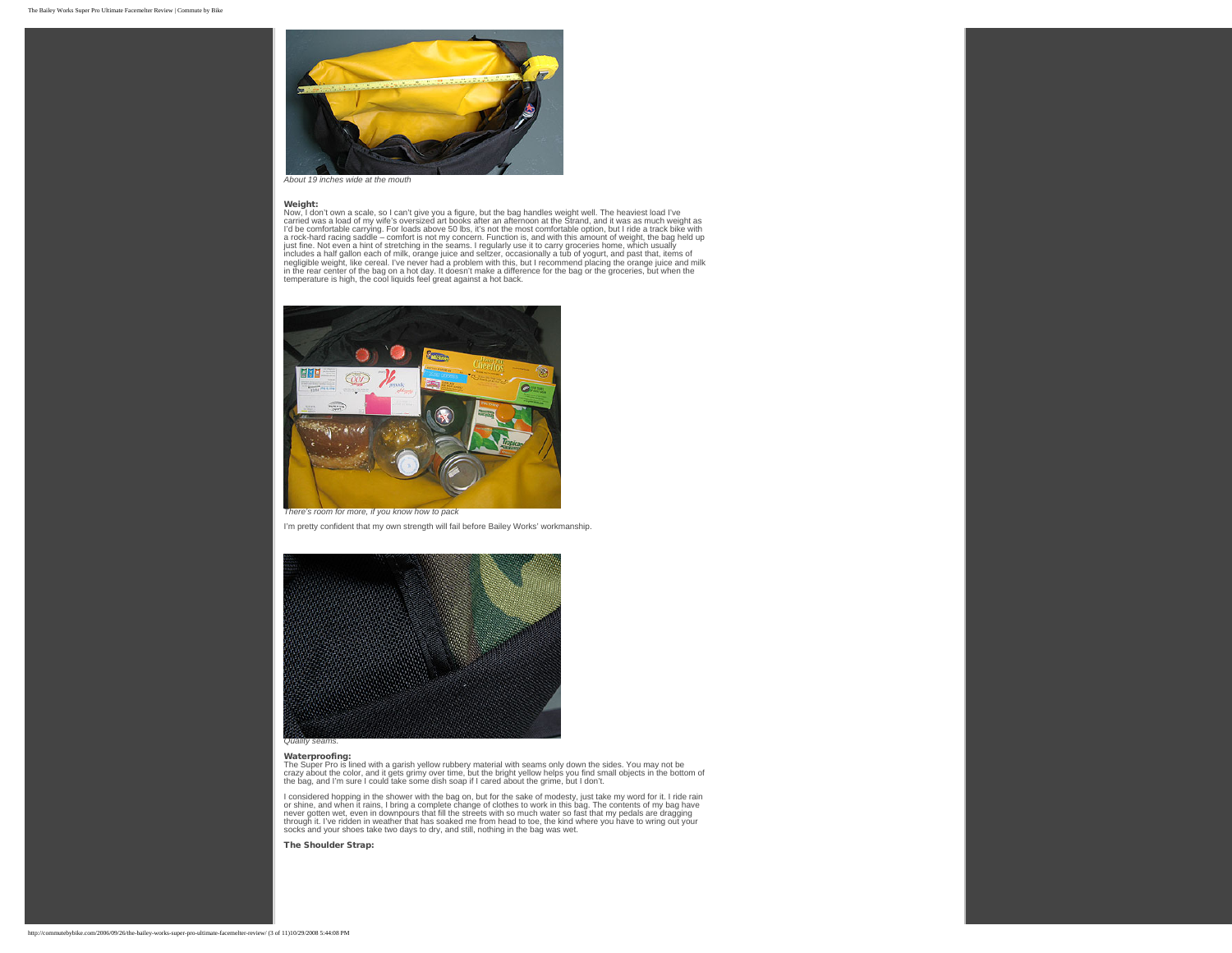*About 19 inches wide at the mouth*

**Weight:**

Now, I don't own a scale, so I can't give you a figure, but the bag handles weight well. The heaviest load I've carried was a load of my wife's oversized art books after an afternoon at the Strand, and it was as much weight as I'd be comfortable carrying. For loads above 50 lbs, it's not the most comfortable option, but I ride a track bike with a rock-hard racing saddle – comfort is not my concern. Function is, and with this amount of weight, the bag held up just fine. Not even a hint of stretching in the seams. I regularly use it to carry groceries home, which usually includes a half gallon each of milk, orange juice and seltzer, occasionally a tub of yogurt, and past that, items of negligible weight, like cereal. I've never had a problem with this, but I recommend placing the orange juice and milk in the rear center of the bag on a hot day. It doesn't make a difference for the bag or the groceries, but when the temperature is high, the cool liquids feel great against a hot back.

*There's room for more, if you know how to pack*

I'm pretty confident that my own strength will fail before Bailey Works' workmanship.

*Quality seams.*

**Waterproofing:**

The Super Pro is lined with a garish yellow rubbery material with seams only down the sides. You may not be crazy about the color, and it gets grimy over time, but the bright yellow helps you find small objects in the bottom of the bag, and I'm sure I could take some dish soap if I cared about the grime, but I don't.

I considered hopping in the shower with the bag on, but for the sake of modesty, just take my word for it. I ride rain or shine, and when it rains, I bring a complete change of clothes to work in this bag. The contents of my bag have never gotten wet, even in downpours that fill the streets with so much water so fast that my pedals are dragging through it. I've ridden in weather that has soaked me from head to toe, the kind where you have to wring out your socks and your shoes take two days to dry, and still, nothing in the bag was wet.

**The Shoulder Strap:**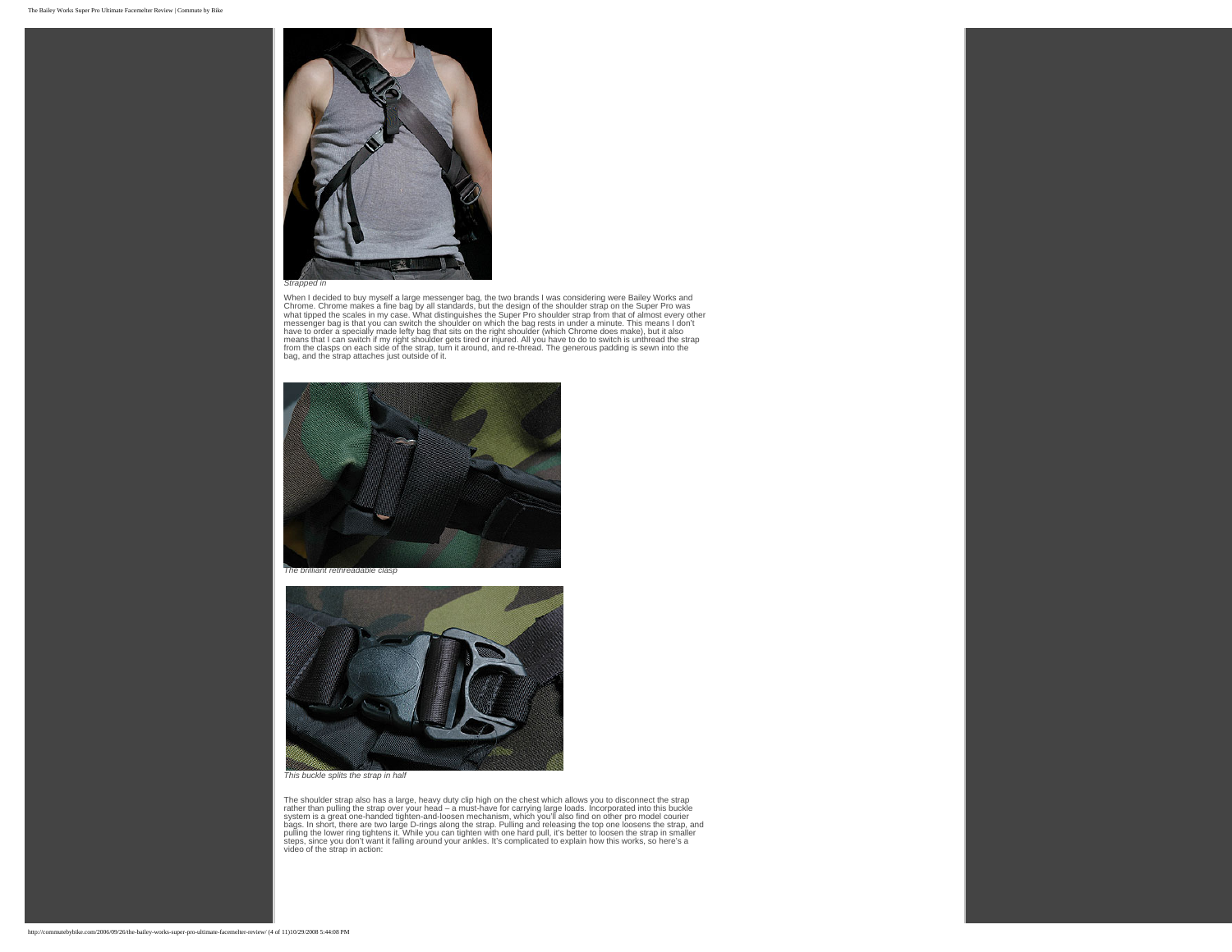*Strapped in*

When I decided to buy myself a large messenger bag, the two brands I was considering were Bailey Works and Chrome. Chrome makes a fine bag by all standards, but the design of the shoulder strap on the Super Pro was what tipped the scales in my case. What distinguishes the Super Pro shoulder strap from that of almost every other messenger bag is that you can switch the shoulder on which the bag rests in under a minute. This means I don't have to order a specially made lefty bag that sits on the right shoulder (which Chrome does make), but it also means that I can switch if my right shoulder gets tired or injured. All you have to do to switch is unthread the strap from the clasps on each side of the strap, turn it around, and re-thread. The generous padding is sewn into the bag, and the strap attaches just outside of it.

*The brilliant rethreadable clasp*

*This buckle splits the strap in half*

The shoulder strap also has a large, heavy duty clip high on the chest which allows you to disconnect the strap rather than pulling the strap over your head – a must-have for carrying large loads. Incorporated into this buckle system is a great one-handed tighten-and-loosen mechanism, which you'll also find on other pro model courier bags. In short, there are two large D-rings along the strap. Pulling and releasing the top one loosens the strap, and pulling the lower ring tightens it. While you can tighten with one hard pull, it's better to loosen the strap in smaller steps, since you don't want it falling around your ankles. It's complicated to explain how this works, so here's a video of the strap in action: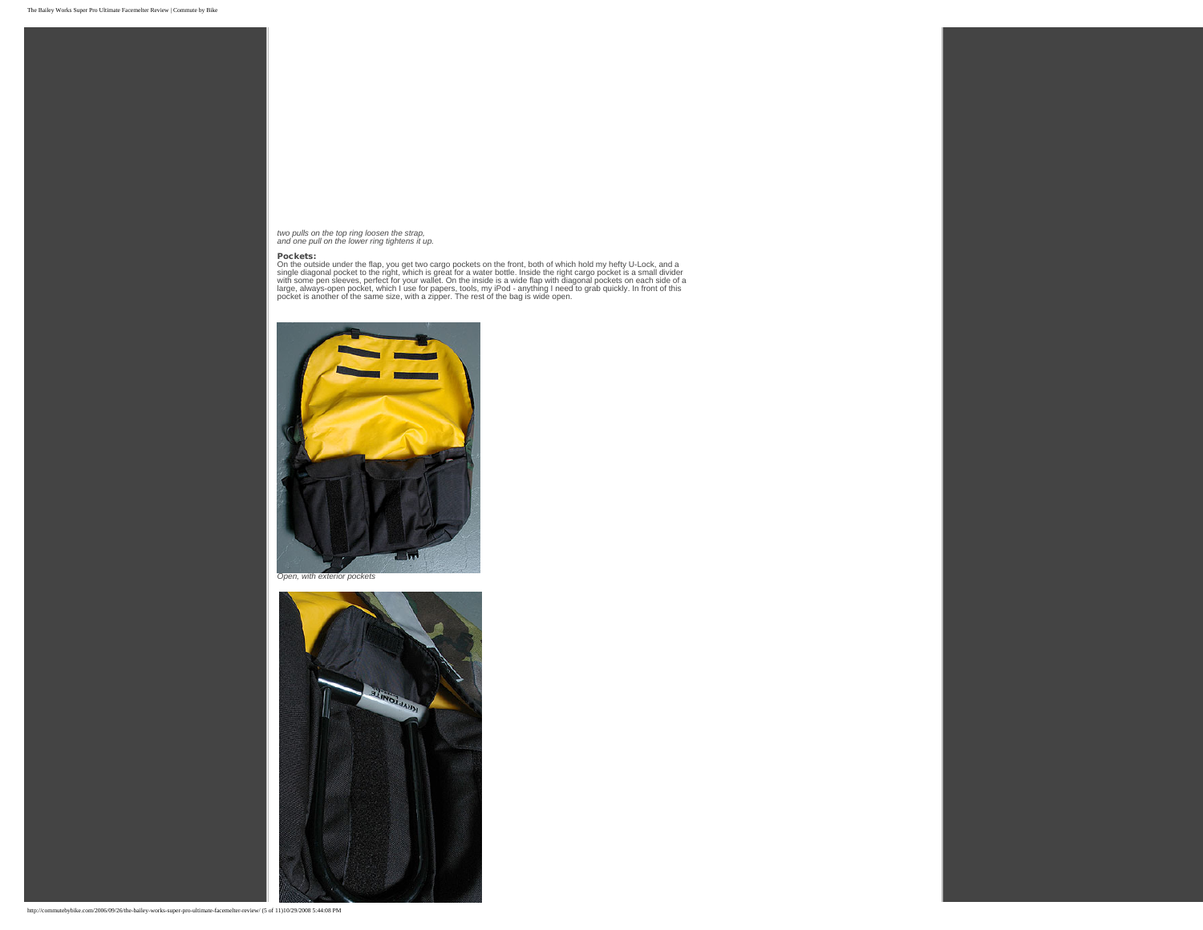*two pulls on the top ring loosen the strap,*
*and one pull on the lower ring tightens it up.*

**Pockets:**
On the outside under the flap, you get two cargo pockets on the front, both of which hold my hefty U-Lock, and a single diagonal pocket to the right, which is great for a water bottle. Inside the right cargo pocket is a small divider with some pen sleeves, perfect for your wallet. On the inside is a wide flap with diagonal pockets on each side of a large, always-open pocket, which I use for papers, tools, my iPod - anything I need to grab quickly. In front of this pocket is another of the same size, with a zipper. The rest of the bag is wide open.

*Open, with exterior pockets*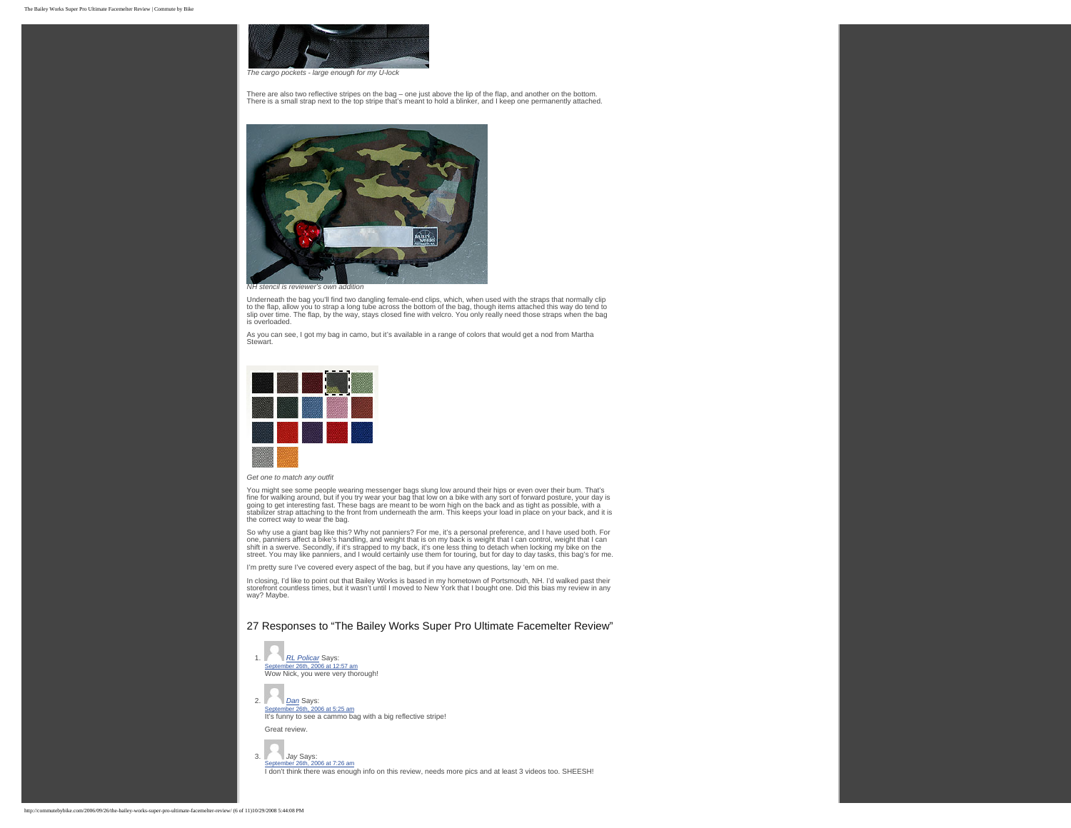*The cargo pockets - large enough for my U-lock*

There are also two reflective stripes on the bag – one just above the lip of the flap, and another on the bottom. There is a small strap next to the top stripe that's meant to hold a blinker, and I keep one permanently attached.

*NH stencil is reviewer's own addition*

Underneath the bag you'll find two dangling female-end clips, which, when used with the straps that normally clip to the flap, allow you to strap a long tube across the bottom of the bag, though items attached this way do tend to slip over time. The flap, by the way, stays closed fine with velcro. You only really need those straps when the bag is overloaded.

As you can see, I got my bag in camo, but it's available in a range of colors that would get a nod from Martha Stewart.

*Get one to match any outfit*

You might see some people wearing messenger bags slung low around their hips or even over their bum. That's fine for walking around, but if you try wear your bag that low on a bike with any sort of forward posture, your day is going to get interesting fast. These bags are meant to be worn high on the back and as tight as possible, with a stabilizer strap attaching to the front from underneath the arm. This keeps your load in place on your back, and it is the correct way to wear the bag.

So why use a giant bag like this? Why not panniers? For me, it's a personal preference, and I have used both. For one, panniers affect a bike's handling, and weight that is on my back is weight that I can control, weight that I can shift in a swerve. Secondly, if it's strapped to my back, it's one less thing to detach when locking my bike on the street. You may like panniers, and I would certainly use them for touring, but for day to day tasks, this bag's for me.

I'm pretty sure I've covered every aspect of the bag, but if you have any questions, lay 'em on me.

In closing, I'd like to point out that Bailey Works is based in my hometown of Portsmouth, NH. I'd walked past their storefront countless times, but it wasn't until I moved to New York that I bought one. Did this bias my review in any way? Maybe.

## 27 Responses to "The Bailey Works Super Pro Ultimate Facemelter Review"

1. *RL Policar* Says:
   September 26th, 2006 at 12:57 am
   Wow Nick, you were very thorough!

2. *Dan* Says:
   September 26th, 2006 at 5:25 am
   It's funny to see a cammo bag with a big reflective stripe!

   Great review.

3. *Jay* Says:
   September 26th, 2006 at 7:26 am
   I don't think there was enough info on this review, needs more pics and at least 3 videos too. SHEESH!